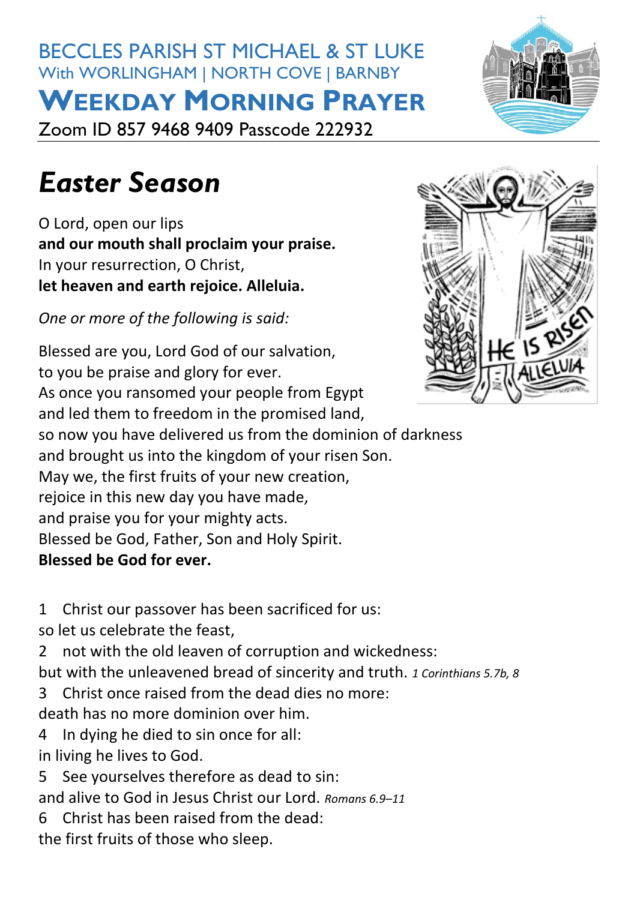BECCLES PARISH ST MICHAEL & ST LUKE
With WORLINGHAM | NORTH COVE | BARNBY

# WEEKDAY MORNING PRAYER

Zoom ID 857 9468 9409 Passcode 222932

## *Easter Season*

O Lord, open our lips
**and our mouth shall proclaim your praise.**
In your resurrection, O Christ,
**let heaven and earth rejoice. Alleluia.**

*One or more of the following is said:*

Blessed are you, Lord God of our salvation,
to you be praise and glory for ever.
As once you ransomed your people from Egypt
and led them to freedom in the promised land,
so now you have delivered us from the dominion of darkness
and brought us into the kingdom of your risen Son.
May we, the first fruits of your new creation,
rejoice in this new day you have made,
and praise you for your mighty acts.
Blessed be God, Father, Son and Holy Spirit.
**Blessed be God for ever.**

1 Christ our passover has been sacrificed for us:
so let us celebrate the feast,
2 not with the old leaven of corruption and wickedness:
but with the unleavened bread of sincerity and truth. *1 Corinthians 5.7b, 8*
3 Christ once raised from the dead dies no more:
death has no more dominion over him.
4 In dying he died to sin once for all:
in living he lives to God.
5 See yourselves therefore as dead to sin:
and alive to God in Jesus Christ our Lord. *Romans 6.9–11*
6 Christ has been raised from the dead:
the first fruits of those who sleep.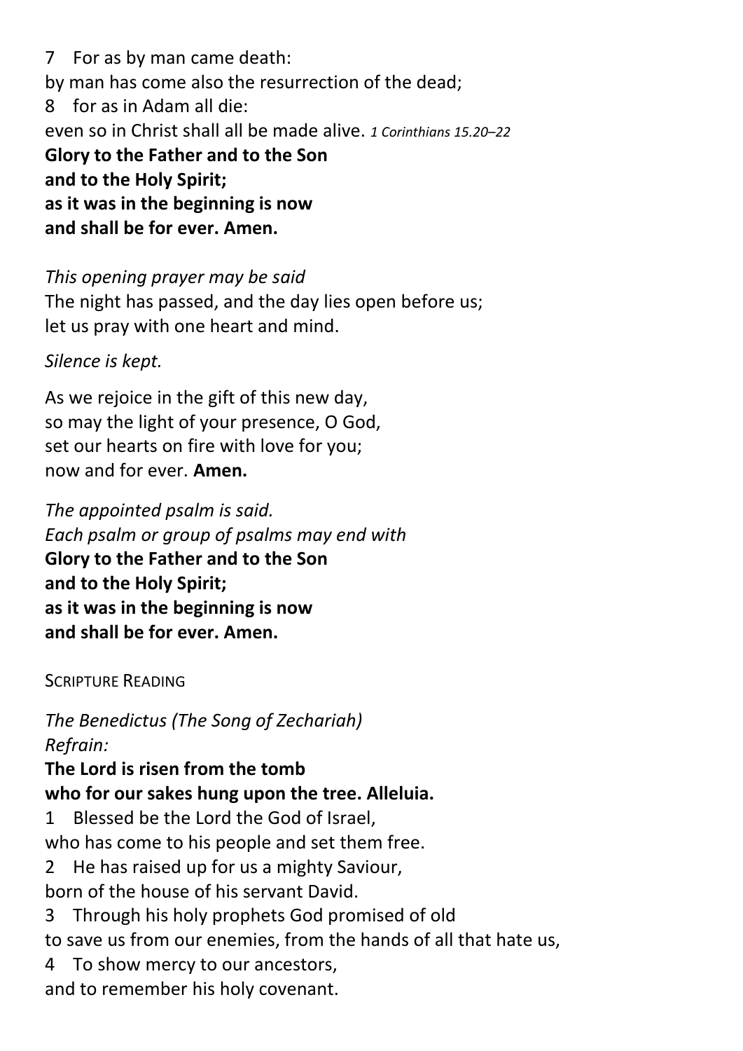7 For as by man came death:
by man has come also the resurrection of the dead;
8 for as in Adam all die:
even so in Christ shall all be made alive. *1 Corinthians 15.20–22*
**Glory to the Father and to the Son**
**and to the Holy Spirit;**
**as it was in the beginning is now**
**and shall be for ever. Amen.**

*This opening prayer may be said*
The night has passed, and the day lies open before us;
let us pray with one heart and mind.

*Silence is kept.*

As we rejoice in the gift of this new day,
so may the light of your presence, O God,
set our hearts on fire with love for you;
now and for ever. **Amen.**

*The appointed psalm is said.*
*Each psalm or group of psalms may end with*
**Glory to the Father and to the Son**
**and to the Holy Spirit;**
**as it was in the beginning is now**
**and shall be for ever. Amen.**

SCRIPTURE READING

*The Benedictus (The Song of Zechariah)*
*Refrain:*
**The Lord is risen from the tomb**
**who for our sakes hung upon the tree. Alleluia.**
1 Blessed be the Lord the God of Israel,
who has come to his people and set them free.
2 He has raised up for us a mighty Saviour,
born of the house of his servant David.
3 Through his holy prophets God promised of old
to save us from our enemies, from the hands of all that hate us,
4 To show mercy to our ancestors,
and to remember his holy covenant.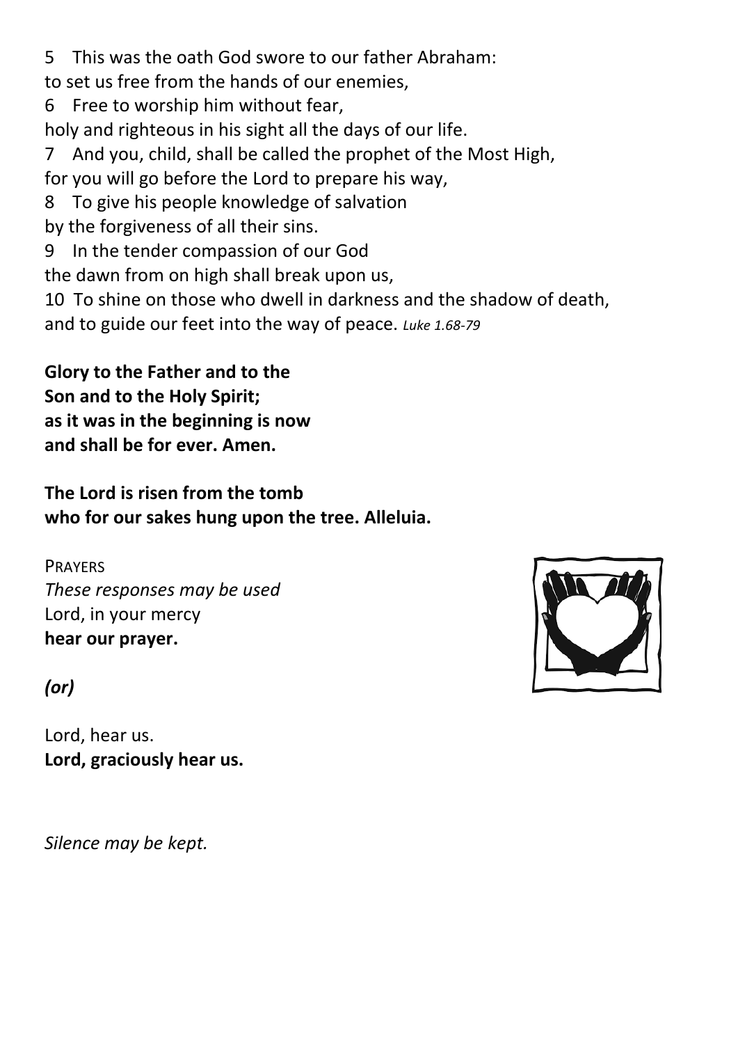5 This was the oath God swore to our father Abraham:
to set us free from the hands of our enemies,
6 Free to worship him without fear,
holy and righteous in his sight all the days of our life.
7 And you, child, shall be called the prophet of the Most High,
for you will go before the Lord to prepare his way,
8 To give his people knowledge of salvation
by the forgiveness of all their sins.
9 In the tender compassion of our God
the dawn from on high shall break upon us,
10 To shine on those who dwell in darkness and the shadow of death,
and to guide our feet into the way of peace. *Luke 1.68-79*

**Glory to the Father and to the**
**Son and to the Holy Spirit;**
**as it was in the beginning is now**
**and shall be for ever. Amen.**

**The Lord is risen from the tomb**
**who for our sakes hung upon the tree. Alleluia.**

PRAYERS
*These responses may be used*
Lord, in your mercy
**hear our prayer.**

***(or)***

Lord, hear us.
**Lord, graciously hear us.**

*Silence may be kept.*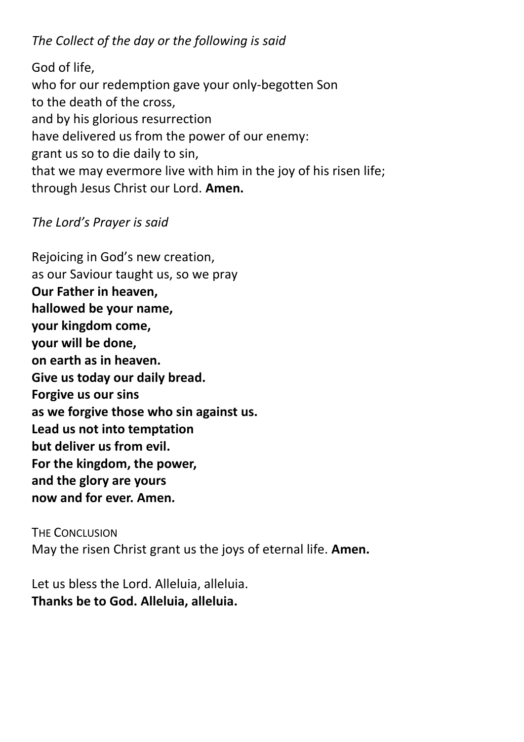*The Collect of the day or the following is said*

God of life,
who for our redemption gave your only-begotten Son
to the death of the cross,
and by his glorious resurrection
have delivered us from the power of our enemy:
grant us so to die daily to sin,
that we may evermore live with him in the joy of his risen life;
through Jesus Christ our Lord. **Amen.**

*The Lord's Prayer is said*

Rejoicing in God's new creation,
as our Saviour taught us, so we pray
**Our Father in heaven,**
**hallowed be your name,**
**your kingdom come,**
**your will be done,**
**on earth as in heaven.**
**Give us today our daily bread.**
**Forgive us our sins**
**as we forgive those who sin against us.**
**Lead us not into temptation**
**but deliver us from evil.**
**For the kingdom, the power,**
**and the glory are yours**
**now and for ever. Amen.**

THE CONCLUSION
May the risen Christ grant us the joys of eternal life. **Amen.**

Let us bless the Lord. Alleluia, alleluia.
**Thanks be to God. Alleluia, alleluia.**